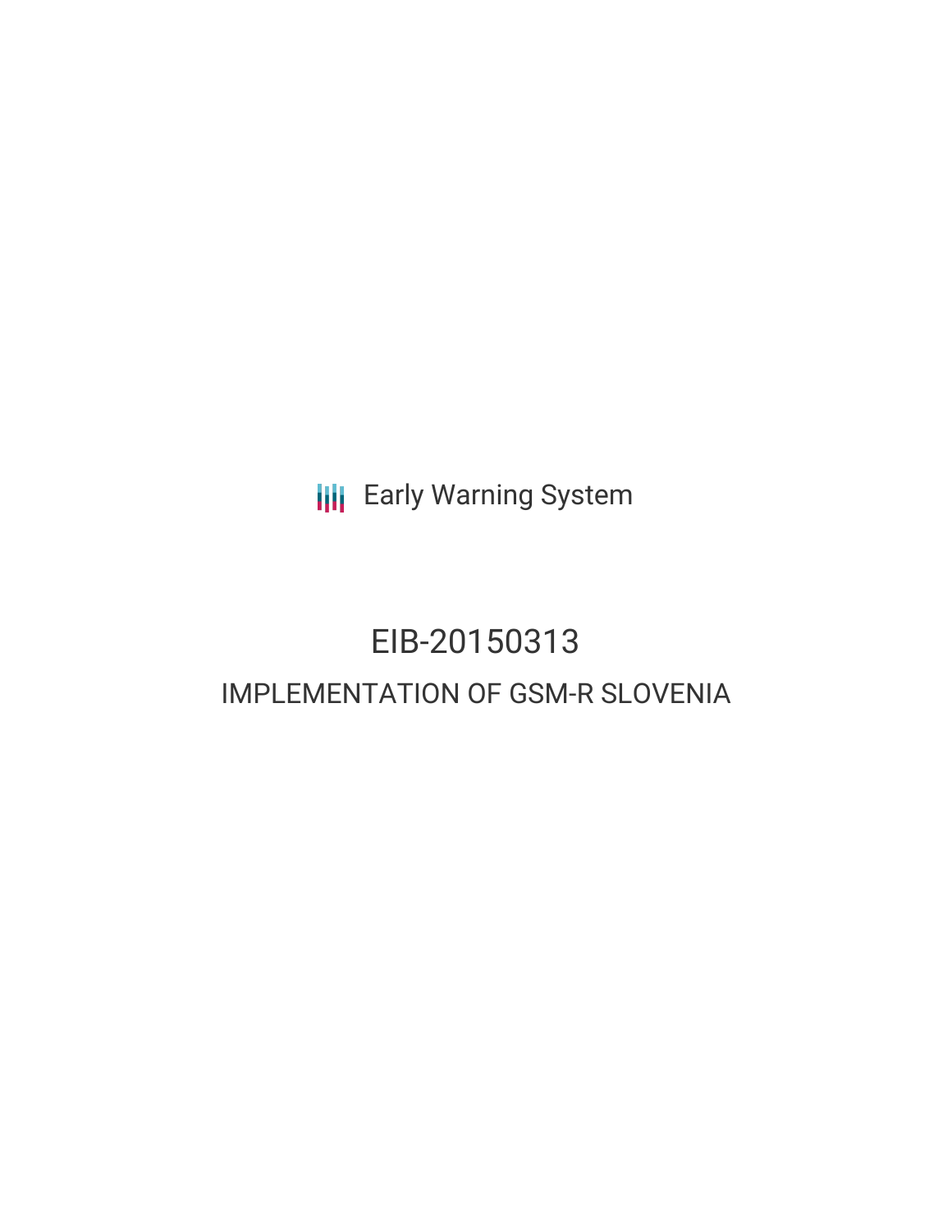Early Warning System

# EIB-20150313

## IMPLEMENTATION OF GSM-R SLOVENIA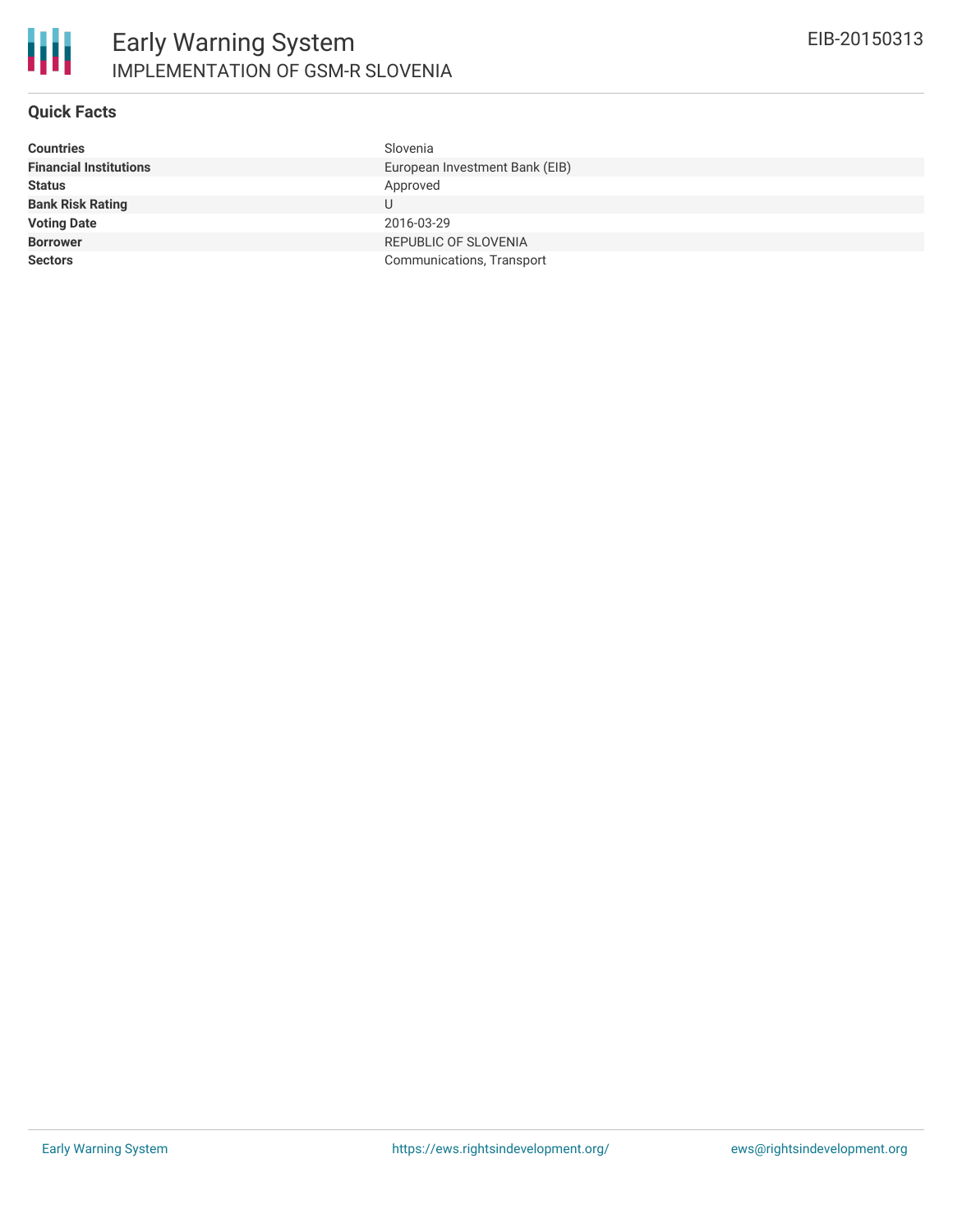# Early Warning System

## IMPLEMENTATION OF GSM-R SLOVENIA

EIB-20150313

### Quick Facts

| | |
|---|---|
| **Countries** | Slovenia |
| **Financial Institutions** | European Investment Bank (EIB) |
| **Status** | Approved |
| **Bank Risk Rating** | U |
| **Voting Date** | 2016-03-29 |
| **Borrower** | REPUBLIC OF SLOVENIA |
| **Sectors** | Communications, Transport |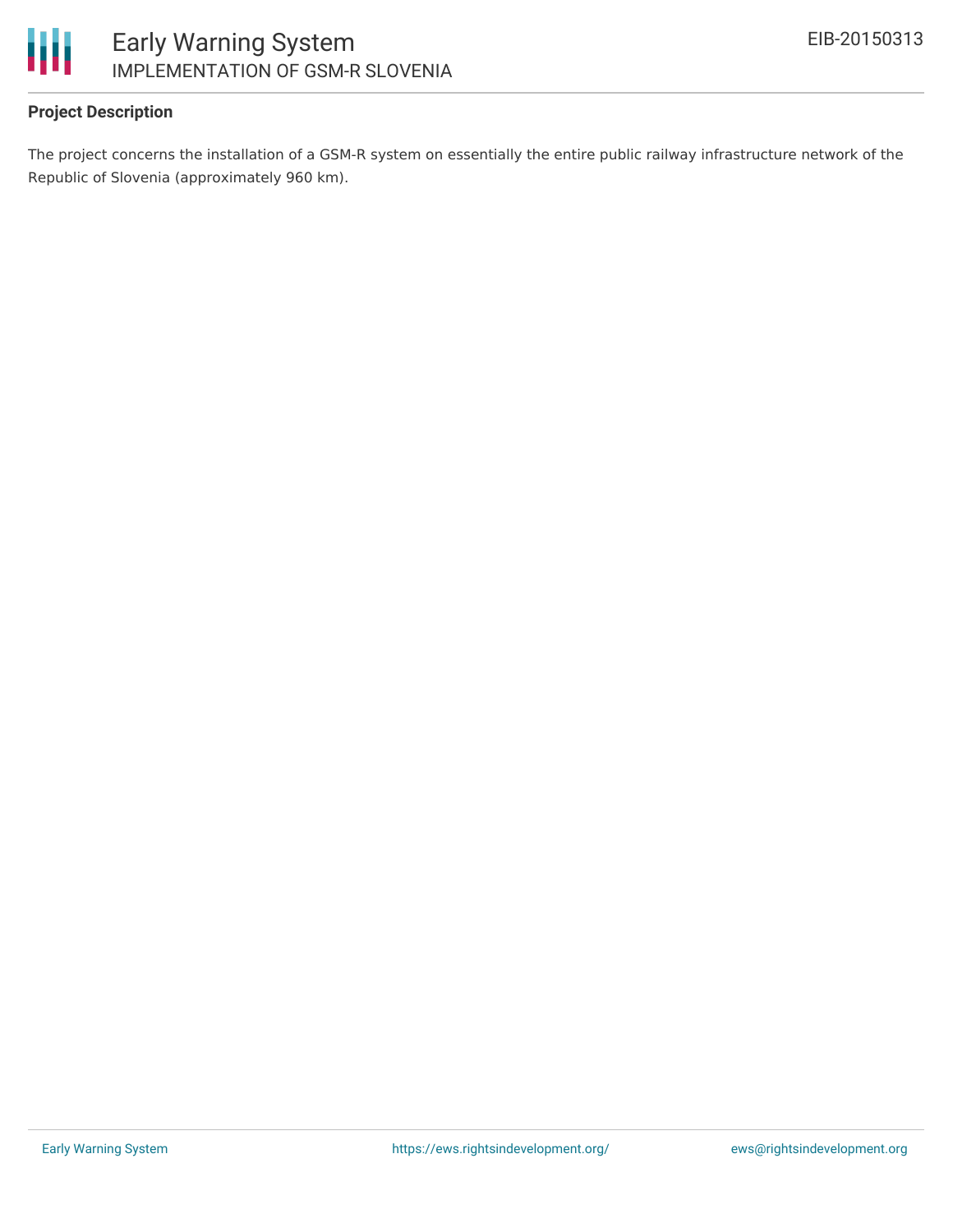## Project Description

The project concerns the installation of a GSM-R system on essentially the entire public railway infrastructure network of the Republic of Slovenia (approximately 960 km).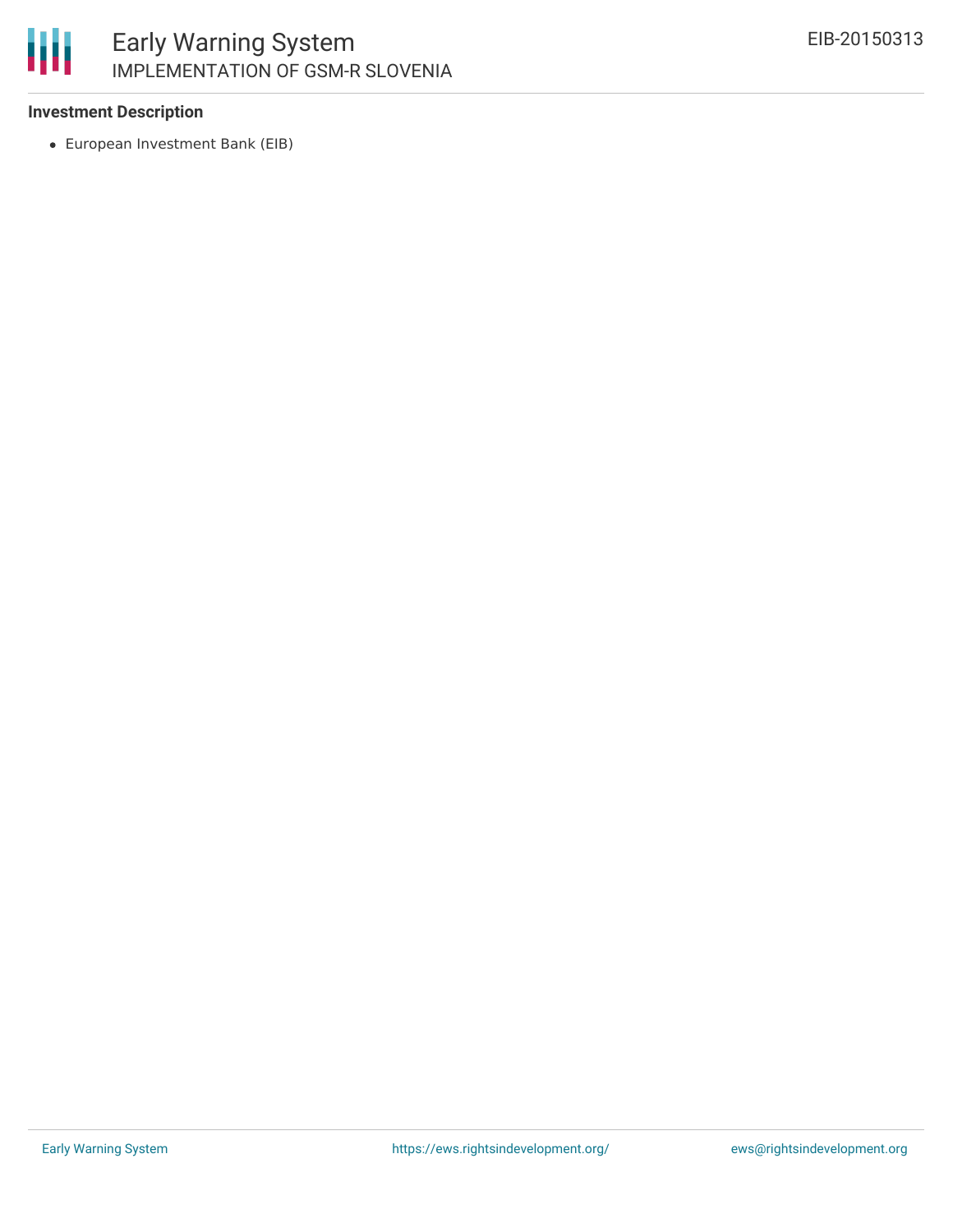**Investment Description**

- European Investment Bank (EIB)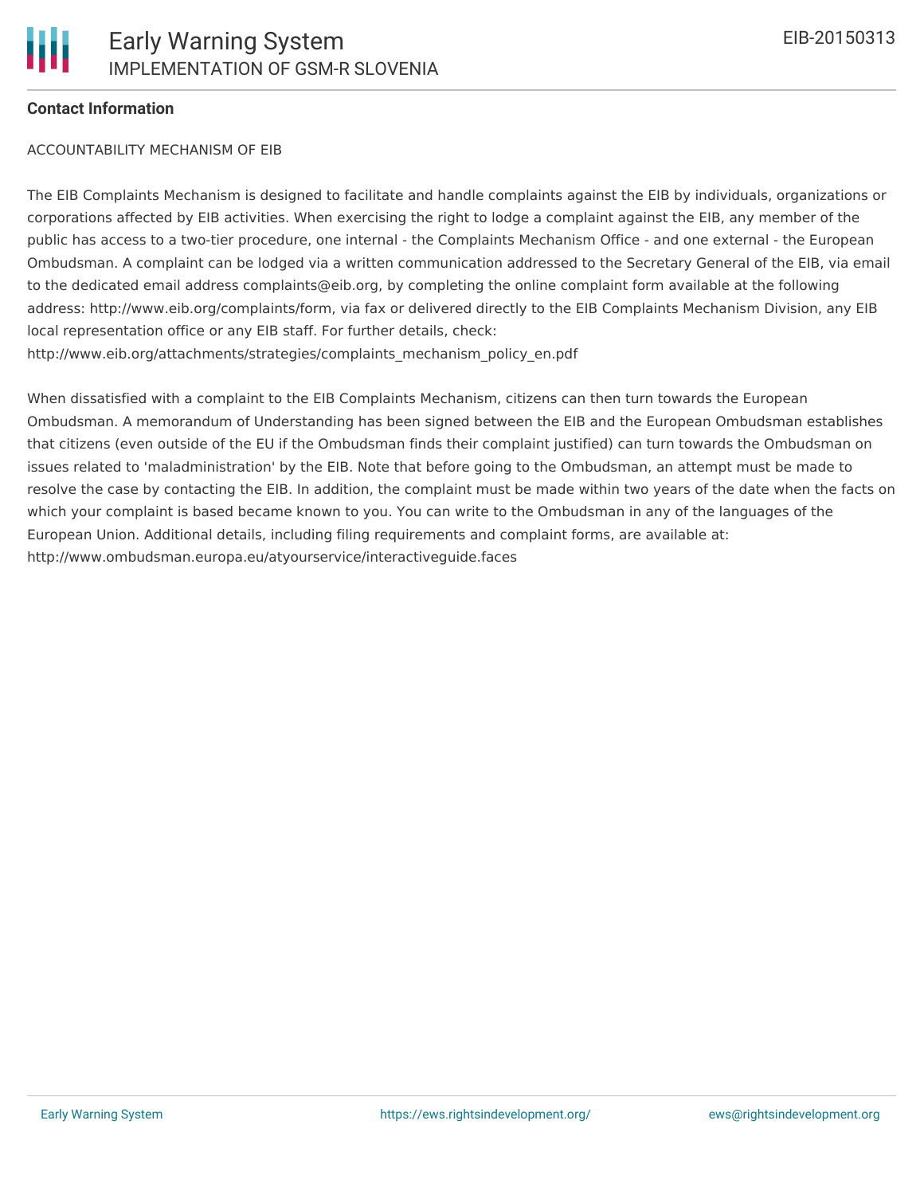**Contact Information**

ACCOUNTABILITY MECHANISM OF EIB

The EIB Complaints Mechanism is designed to facilitate and handle complaints against the EIB by individuals, organizations or corporations affected by EIB activities. When exercising the right to lodge a complaint against the EIB, any member of the public has access to a two-tier procedure, one internal - the Complaints Mechanism Office - and one external - the European Ombudsman. A complaint can be lodged via a written communication addressed to the Secretary General of the EIB, via email to the dedicated email address complaints@eib.org, by completing the online complaint form available at the following address: http://www.eib.org/complaints/form, via fax or delivered directly to the EIB Complaints Mechanism Division, any EIB local representation office or any EIB staff. For further details, check: http://www.eib.org/attachments/strategies/complaints_mechanism_policy_en.pdf

When dissatisfied with a complaint to the EIB Complaints Mechanism, citizens can then turn towards the European Ombudsman. A memorandum of Understanding has been signed between the EIB and the European Ombudsman establishes that citizens (even outside of the EU if the Ombudsman finds their complaint justified) can turn towards the Ombudsman on issues related to 'maladministration' by the EIB. Note that before going to the Ombudsman, an attempt must be made to resolve the case by contacting the EIB. In addition, the complaint must be made within two years of the date when the facts on which your complaint is based became known to you. You can write to the Ombudsman in any of the languages of the European Union. Additional details, including filing requirements and complaint forms, are available at: http://www.ombudsman.europa.eu/atyourservice/interactiveguide.faces